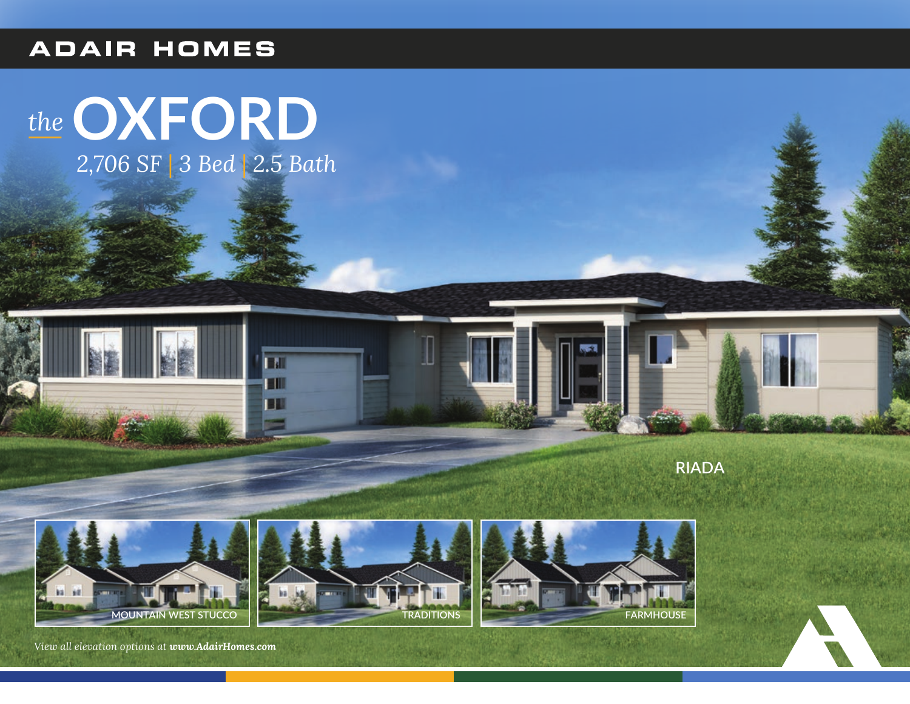ADAIR HOMES

# *the* OXFORD

*2,706 SF | 3 Bed | 2.5 Bath*

RIADA

MOUNTAIN WEST STUCCO

TRADITIONS

FARMHOUSE

*View all elevation options at **www.AdairHomes.com***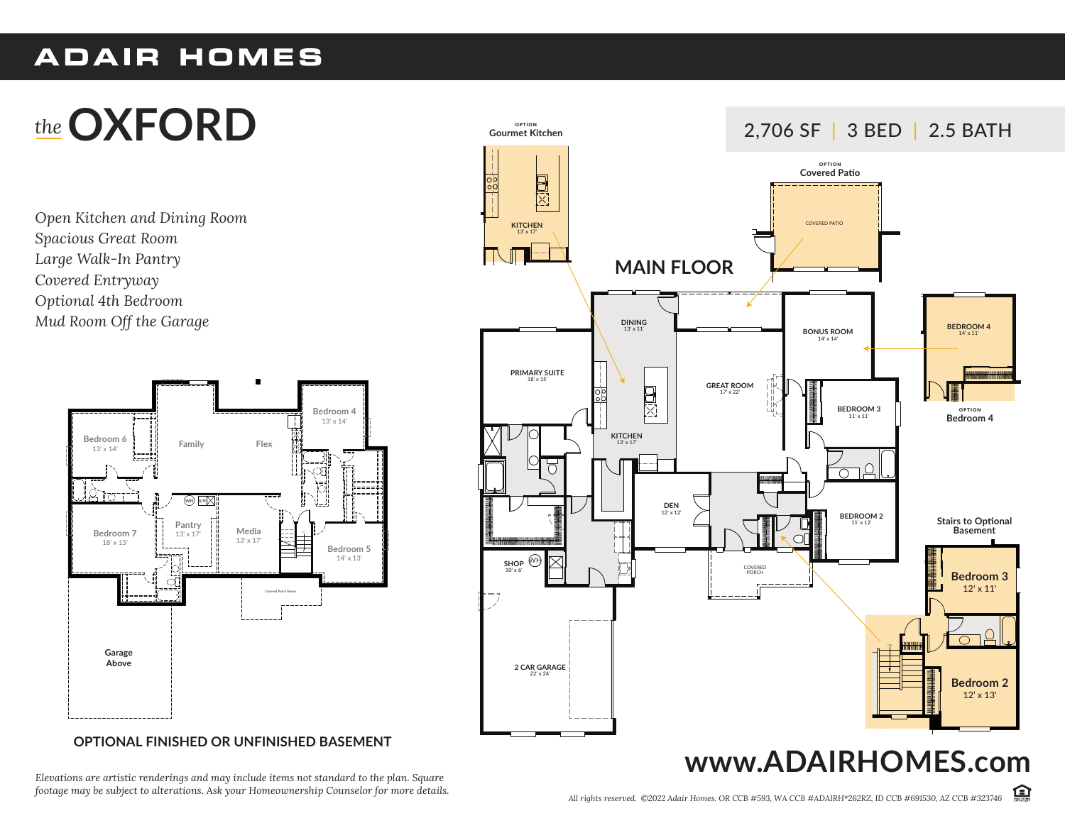ADAIR HOMES

# *the* OXFORD

2,706 SF | 3 BED | 2.5 BATH

*Open Kitchen and Dining Room*
*Spacious Great Room*
*Large Walk-In Pantry*
*Covered Entryway*
*Optional 4th Bedroom*
*Mud Room Off the Garage*

## MAIN FLOOR

OPTION
Gourmet Kitchen

KITCHEN
13' x 17'

OPTION
Covered Patio

COVERED PATIO

DINING
13' x 11'

PRIMARY SUITE
18' x 15'

GREAT ROOM
17' x 22'

BONUS ROOM
14' x 14'

BEDROOM 4
14' x 11'

OPTION
Bedroom 4

BEDROOM 3
11' x 11'

KITCHEN
13' x 17'

DEN
12' x 12'

BEDROOM 2
11' x 12'

Stairs to Optional Basement

Bedroom 3
12' x 11'

Bedroom 2
12' x 13'

COVERED PORCH

SHOP
10' x 6'

WH

2 CAR GARAGE
22' x 24'

## OPTIONAL FINISHED OR UNFINISHED BASEMENT

Bedroom 6
13' x 14'

Family

Flex

Bedroom 4
13' x 14'

Bedroom 7
18' x 15'

Pantry
13' x 17'

Media
13' x 17'

Bedroom 5
14' x 13'

WH

Covered Porch Above

Garage Above

*Elevations are artistic renderings and may include items not standard to the plan. Square footage may be subject to alterations. Ask your Homeownership Counselor for more details.*

**www.ADAIRHOMES.com**

*All rights reserved. ©2022 Adair Homes. OR CCB #593, WA CCB #ADAIRH*262RZ, ID CCB #691530, AZ CCB #323746*